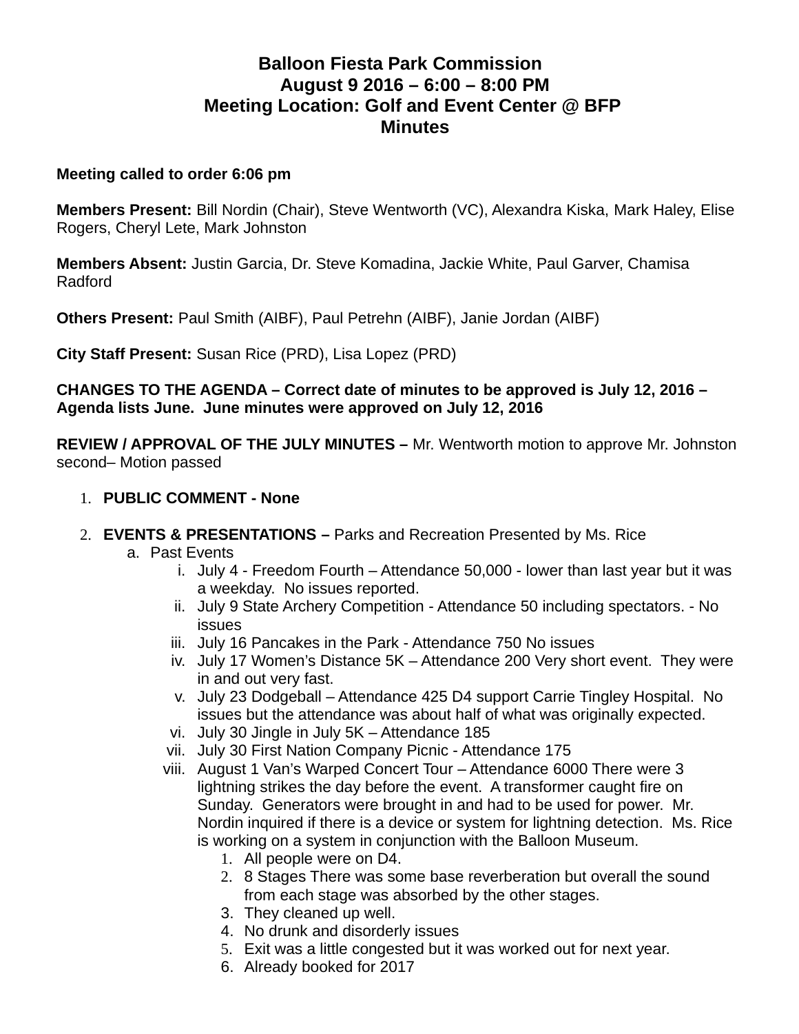# Balloon Fiesta Park Commission
## August 9 2016 – 6:00 – 8:00 PM
## Meeting Location: Golf and Event Center @ BFP
## Minutes

**Meeting called to order 6:06 pm**

**Members Present:** Bill Nordin (Chair), Steve Wentworth (VC), Alexandra Kiska, Mark Haley, Elise Rogers, Cheryl Lete, Mark Johnston

**Members Absent:** Justin Garcia, Dr. Steve Komadina, Jackie White, Paul Garver, Chamisa Radford

**Others Present:** Paul Smith (AIBF), Paul Petrehn (AIBF), Janie Jordan (AIBF)

**City Staff Present:** Susan Rice (PRD), Lisa Lopez (PRD)

**CHANGES TO THE AGENDA – Correct date of minutes to be approved is July 12, 2016 – Agenda lists June. June minutes were approved on July 12, 2016**

**REVIEW / APPROVAL OF THE JULY MINUTES –** Mr. Wentworth motion to approve Mr. Johnston second– Motion passed

1. **PUBLIC COMMENT - None**

2. **EVENTS & PRESENTATIONS –** Parks and Recreation Presented by Ms. Rice
   a. Past Events
      i. July 4 - Freedom Fourth – Attendance 50,000 - lower than last year but it was a weekday. No issues reported.
      ii. July 9 State Archery Competition - Attendance 50 including spectators. - No issues
      iii. July 16 Pancakes in the Park - Attendance 750 No issues
      iv. July 17 Women's Distance 5K – Attendance 200 Very short event. They were in and out very fast.
      v. July 23 Dodgeball – Attendance 425 D4 support Carrie Tingley Hospital. No issues but the attendance was about half of what was originally expected.
      vi. July 30 Jingle in July 5K – Attendance 185
      vii. July 30 First Nation Company Picnic - Attendance 175
      viii. August 1 Van's Warped Concert Tour – Attendance 6000 There were 3 lightning strikes the day before the event. A transformer caught fire on Sunday. Generators were brought in and had to be used for power. Mr. Nordin inquired if there is a device or system for lightning detection. Ms. Rice is working on a system in conjunction with the Balloon Museum.
         1. All people were on D4.
         2. 8 Stages There was some base reverberation but overall the sound from each stage was absorbed by the other stages.
         3. They cleaned up well.
         4. No drunk and disorderly issues
         5. Exit was a little congested but it was worked out for next year.
         6. Already booked for 2017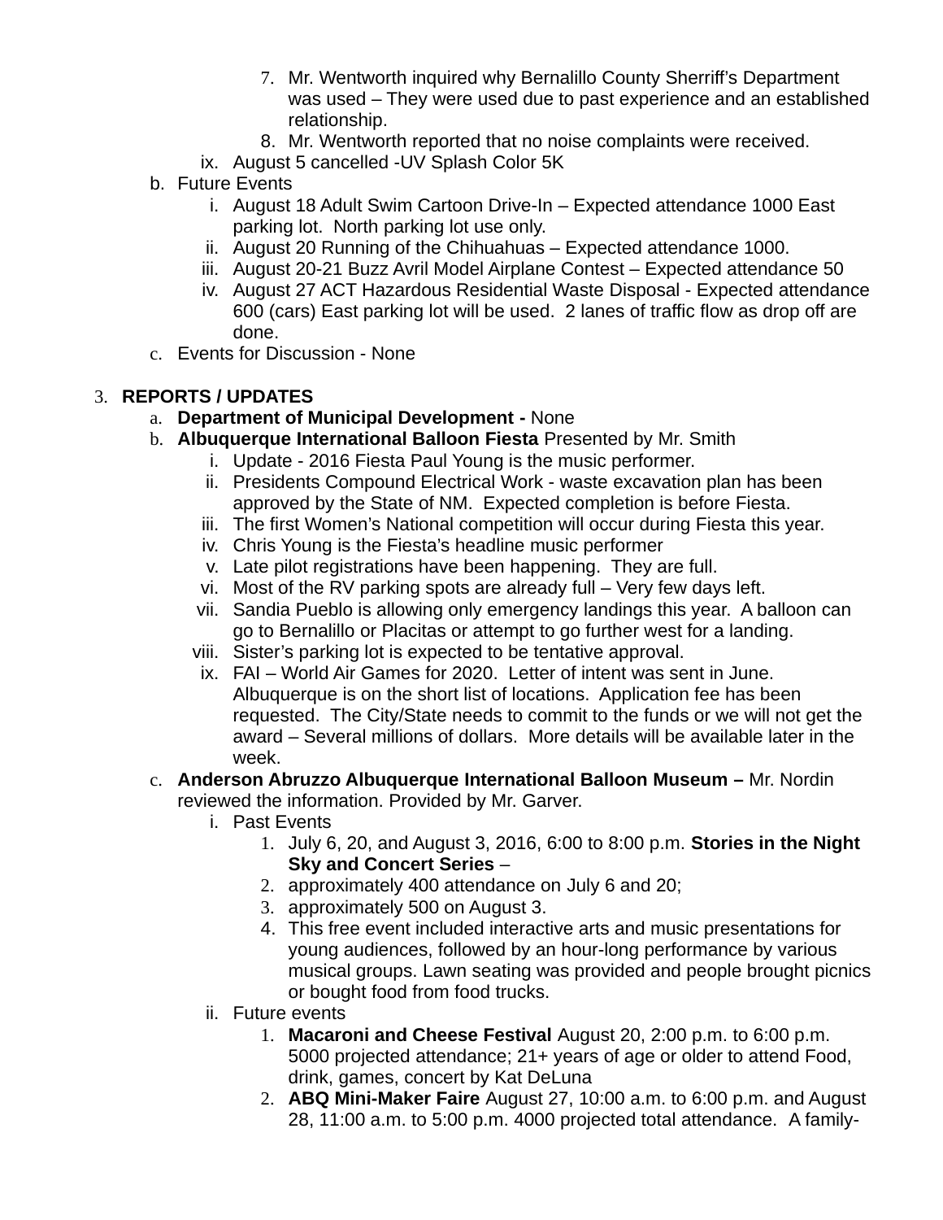7. Mr. Wentworth inquired why Bernalillo County Sherriff's Department was used – They were used due to past experience and an established relationship.
8. Mr. Wentworth reported that no noise complaints were received.

ix. August 5 cancelled -UV Splash Color 5K

b. Future Events
   i. August 18 Adult Swim Cartoon Drive-In – Expected attendance 1000 East parking lot. North parking lot use only.
   ii. August 20 Running of the Chihuahuas – Expected attendance 1000.
   iii. August 20-21 Buzz Avril Model Airplane Contest – Expected attendance 50
   iv. August 27 ACT Hazardous Residential Waste Disposal - Expected attendance 600 (cars) East parking lot will be used. 2 lanes of traffic flow as drop off are done.

c. Events for Discussion - None

3. **REPORTS / UPDATES**

a. **Department of Municipal Development -** None

b. **Albuquerque International Balloon Fiesta** Presented by Mr. Smith
   i. Update - 2016 Fiesta Paul Young is the music performer.
   ii. Presidents Compound Electrical Work - waste excavation plan has been approved by the State of NM. Expected completion is before Fiesta.
   iii. The first Women's National competition will occur during Fiesta this year.
   iv. Chris Young is the Fiesta's headline music performer
   v. Late pilot registrations have been happening. They are full.
   vi. Most of the RV parking spots are already full – Very few days left.
   vii. Sandia Pueblo is allowing only emergency landings this year. A balloon can go to Bernalillo or Placitas or attempt to go further west for a landing.
   viii. Sister's parking lot is expected to be tentative approval.
   ix. FAI – World Air Games for 2020. Letter of intent was sent in June. Albuquerque is on the short list of locations. Application fee has been requested. The City/State needs to commit to the funds or we will not get the award – Several millions of dollars. More details will be available later in the week.

c. **Anderson Abruzzo Albuquerque International Balloon Museum –** Mr. Nordin reviewed the information. Provided by Mr. Garver.
   i. Past Events
      1. July 6, 20, and August 3, 2016, 6:00 to 8:00 p.m. **Stories in the Night Sky and Concert Series** –
      2. approximately 400 attendance on July 6 and 20;
      3. approximately 500 on August 3.
      4. This free event included interactive arts and music presentations for young audiences, followed by an hour-long performance by various musical groups. Lawn seating was provided and people brought picnics or bought food from food trucks.
   ii. Future events
      1. **Macaroni and Cheese Festival** August 20, 2:00 p.m. to 6:00 p.m. 5000 projected attendance; 21+ years of age or older to attend Food, drink, games, concert by Kat DeLuna
      2. **ABQ Mini-Maker Faire** August 27, 10:00 a.m. to 6:00 p.m. and August 28, 11:00 a.m. to 5:00 p.m. 4000 projected total attendance. A family-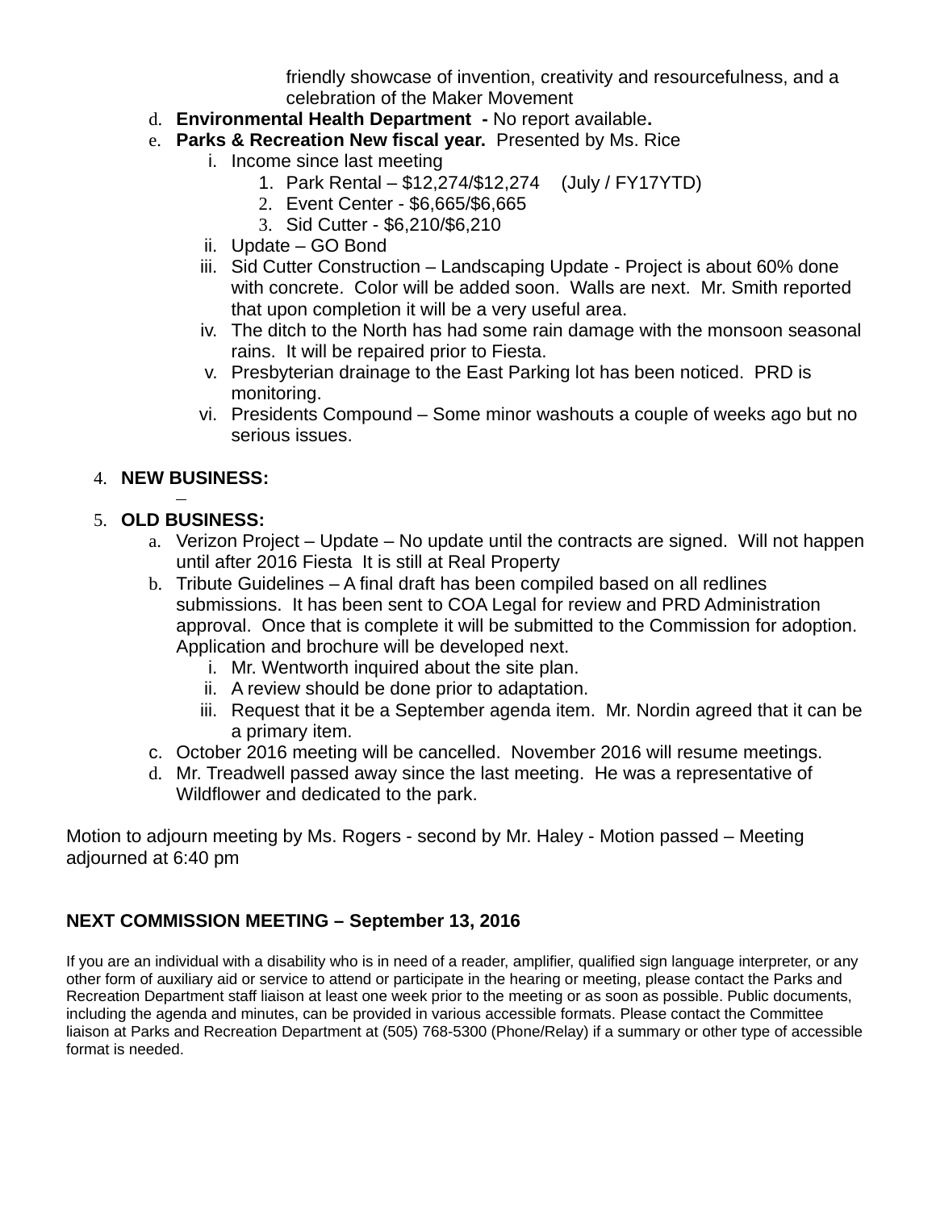friendly showcase of invention, creativity and resourcefulness, and a celebration of the Maker Movement

d. **Environmental Health Department -** No report available**.**
e. **Parks & Recreation New fiscal year.** Presented by Ms. Rice
   i. Income since last meeting
      1. Park Rental – $12,274/$12,274 (July / FY17YTD)
      2. Event Center - $6,665/$6,665
      3. Sid Cutter - $6,210/$6,210
   ii. Update – GO Bond
   iii. Sid Cutter Construction – Landscaping Update - Project is about 60% done with concrete. Color will be added soon. Walls are next. Mr. Smith reported that upon completion it will be a very useful area.
   iv. The ditch to the North has had some rain damage with the monsoon seasonal rains. It will be repaired prior to Fiesta.
   v. Presbyterian drainage to the East Parking lot has been noticed. PRD is monitoring.
   vi. Presidents Compound – Some minor washouts a couple of weeks ago but no serious issues.

4. **NEW BUSINESS:**
   –

5. **OLD BUSINESS:**
   a. Verizon Project – Update – No update until the contracts are signed. Will not happen until after 2016 Fiesta It is still at Real Property
   b. Tribute Guidelines – A final draft has been compiled based on all redlines submissions. It has been sent to COA Legal for review and PRD Administration approval. Once that is complete it will be submitted to the Commission for adoption. Application and brochure will be developed next.
      i. Mr. Wentworth inquired about the site plan.
      ii. A review should be done prior to adaptation.
      iii. Request that it be a September agenda item. Mr. Nordin agreed that it can be a primary item.
   c. October 2016 meeting will be cancelled. November 2016 will resume meetings.
   d. Mr. Treadwell passed away since the last meeting. He was a representative of Wildflower and dedicated to the park.

Motion to adjourn meeting by Ms. Rogers - second by Mr. Haley - Motion passed – Meeting adjourned at 6:40 pm

**NEXT COMMISSION MEETING – September 13, 2016**

If you are an individual with a disability who is in need of a reader, amplifier, qualified sign language interpreter, or any other form of auxiliary aid or service to attend or participate in the hearing or meeting, please contact the Parks and Recreation Department staff liaison at least one week prior to the meeting or as soon as possible. Public documents, including the agenda and minutes, can be provided in various accessible formats. Please contact the Committee liaison at Parks and Recreation Department at (505) 768-5300 (Phone/Relay) if a summary or other type of accessible format is needed.